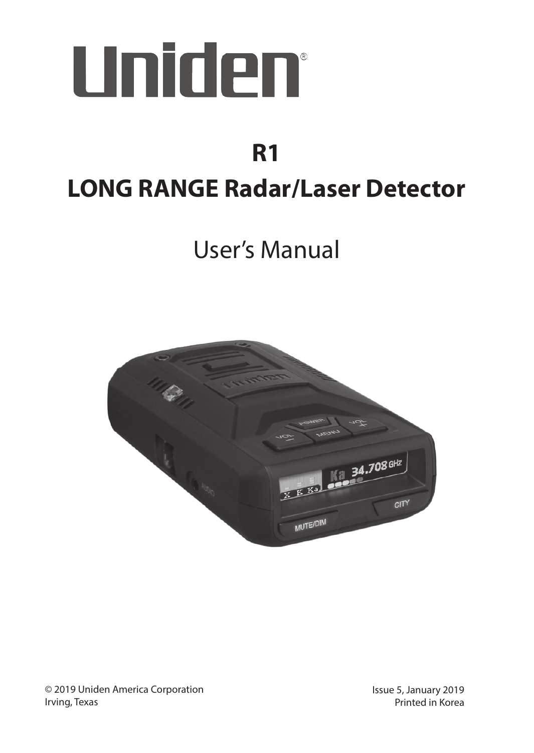# Uniden®

## R1

## LONG RANGE Radar/Laser Detector

User's Manual

© 2019 Uniden America Corporation
Irving, Texas

Issue 5, January 2019
Printed in Korea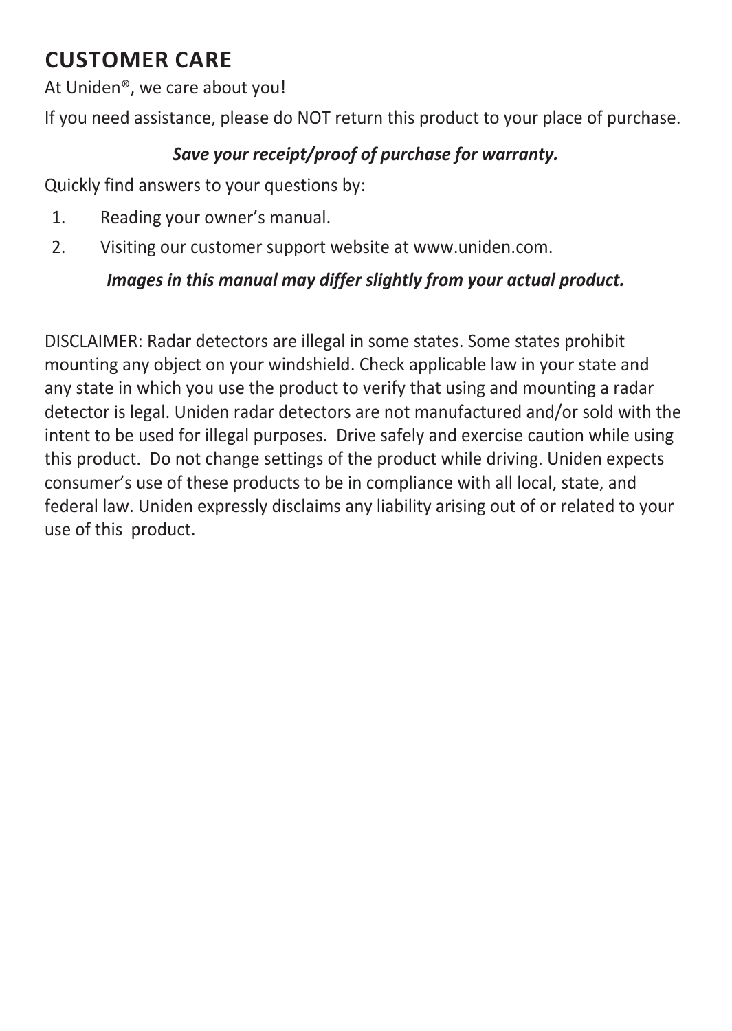## CUSTOMER CARE

At Uniden®, we care about you!

If you need assistance, please do NOT return this product to your place of purchase.

***Save your receipt/proof of purchase for warranty.***

Quickly find answers to your questions by:

1. Reading your owner's manual.
2. Visiting our customer support website at www.uniden.com.

***Images in this manual may differ slightly from your actual product.***

DISCLAIMER: Radar detectors are illegal in some states. Some states prohibit mounting any object on your windshield. Check applicable law in your state and any state in which you use the product to verify that using and mounting a radar detector is legal. Uniden radar detectors are not manufactured and/or sold with the intent to be used for illegal purposes. Drive safely and exercise caution while using this product. Do not change settings of the product while driving. Uniden expects consumer's use of these products to be in compliance with all local, state, and federal law. Uniden expressly disclaims any liability arising out of or related to your use of this product.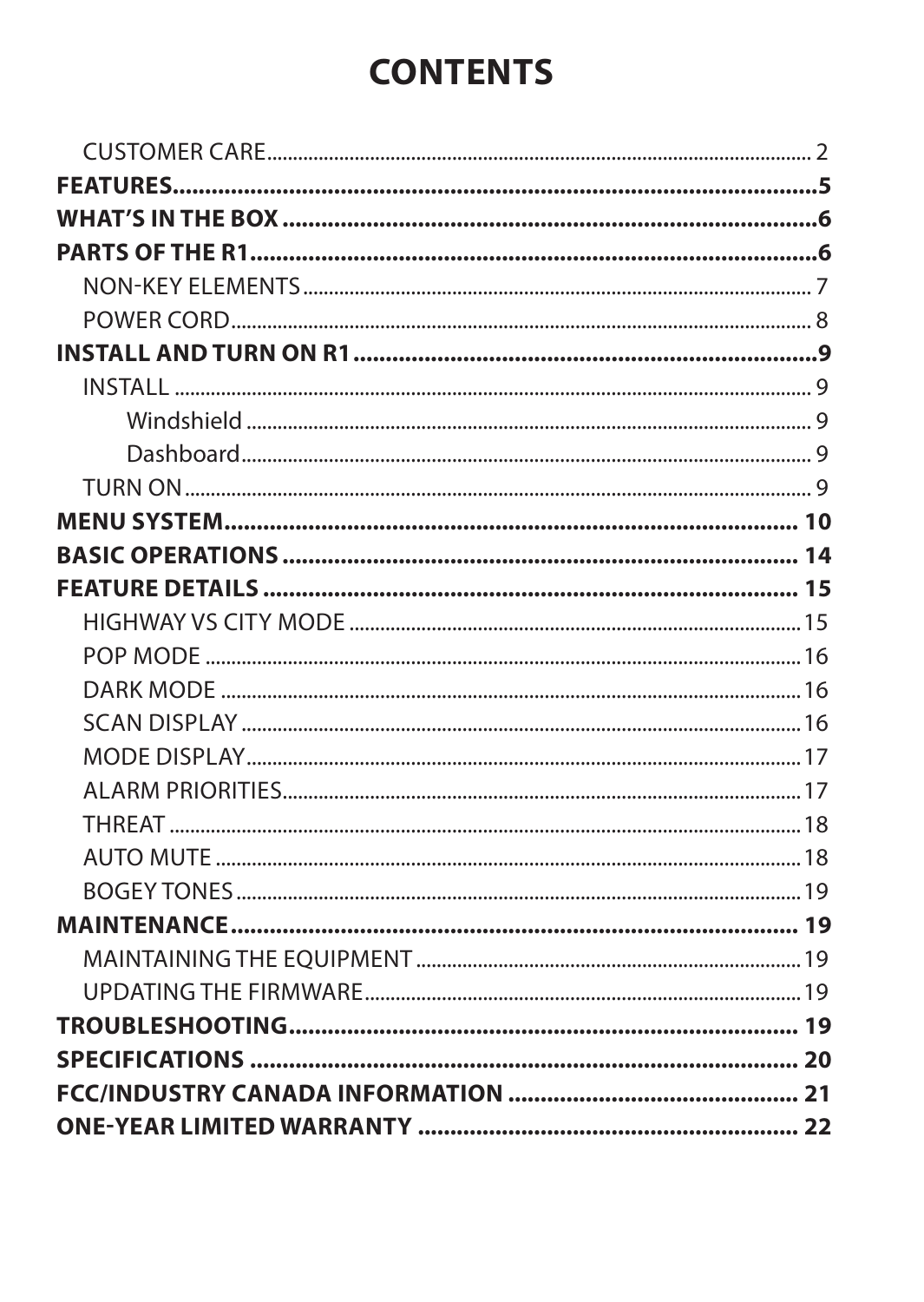# CONTENTS

- CUSTOMER CARE ........ 2
- **FEATURES ........ 5**
- **WHAT'S IN THE BOX ........ 6**
- **PARTS OF THE R1 ........ 6**
  - NON-KEY ELEMENTS ........ 7
  - POWER CORD ........ 8
- **INSTALL AND TURN ON R1 ........ 9**
  - INSTALL ........ 9
    - Windshield ........ 9
    - Dashboard ........ 9
  - TURN ON ........ 9
- **MENU SYSTEM ........ 10**
- **BASIC OPERATIONS ........ 14**
- **FEATURE DETAILS ........ 15**
  - HIGHWAY VS CITY MODE ........ 15
  - POP MODE ........ 16
  - DARK MODE ........ 16
  - SCAN DISPLAY ........ 16
  - MODE DISPLAY ........ 17
  - ALARM PRIORITIES ........ 17
  - THREAT ........ 18
  - AUTO MUTE ........ 18
  - BOGEY TONES ........ 19
- **MAINTENANCE ........ 19**
  - MAINTAINING THE EQUIPMENT ........ 19
  - UPDATING THE FIRMWARE ........ 19
- **TROUBLESHOOTING ........ 19**
- **SPECIFICATIONS ........ 20**
- **FCC/INDUSTRY CANADA INFORMATION ........ 21**
- **ONE-YEAR LIMITED WARRANTY ........ 22**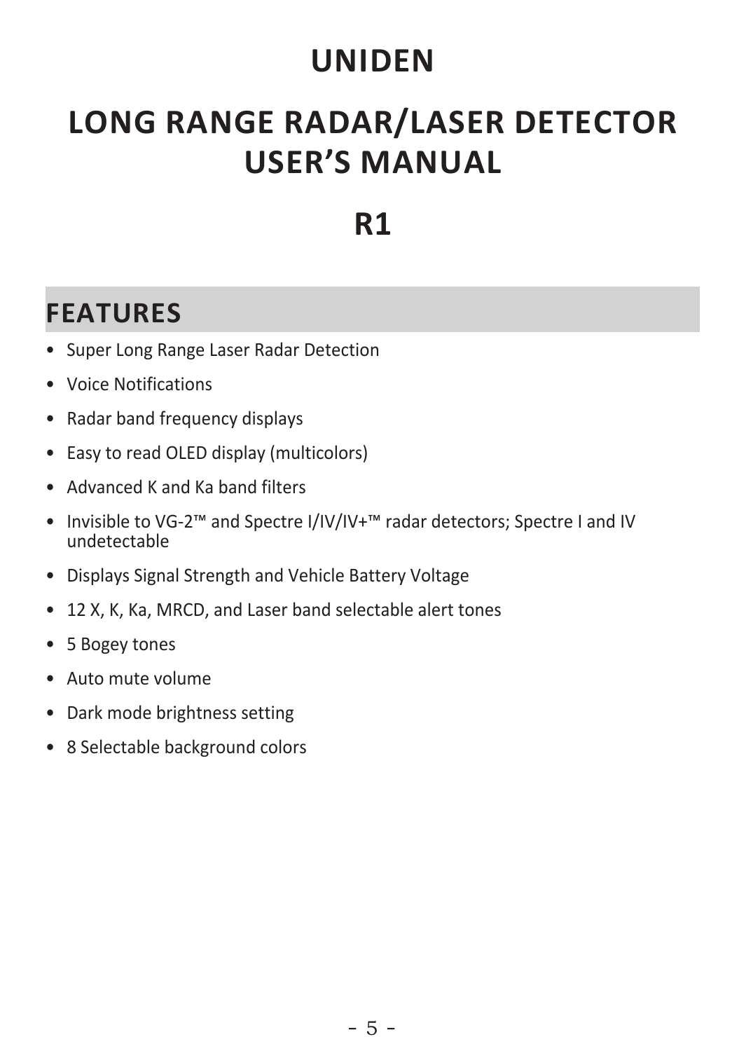# UNIDEN

# LONG RANGE RADAR/LASER DETECTOR USER'S MANUAL

# R1

## FEATURES

- Super Long Range Laser Radar Detection
- Voice Notifications
- Radar band frequency displays
- Easy to read OLED display (multicolors)
- Advanced K and Ka band filters
- Invisible to VG-2™ and Spectre I/IV/IV+™ radar detectors; Spectre I and IV undetectable
- Displays Signal Strength and Vehicle Battery Voltage
- 12 X, K, Ka, MRCD, and Laser band selectable alert tones
- 5 Bogey tones
- Auto mute volume
- Dark mode brightness setting
- 8 Selectable background colors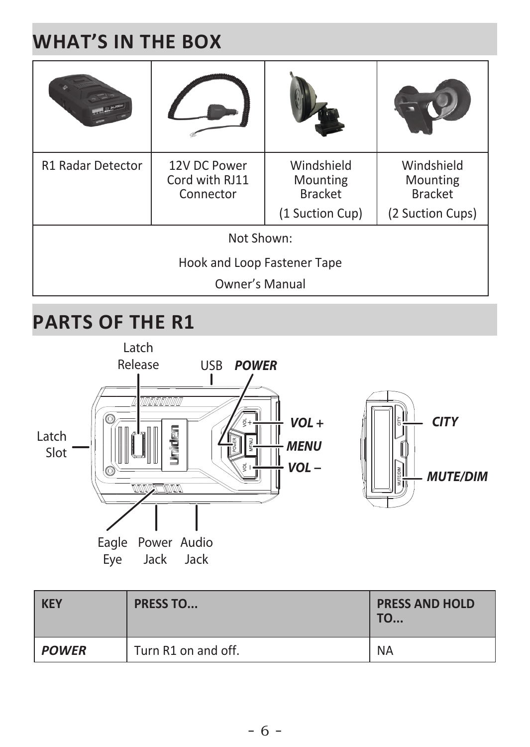## WHAT'S IN THE BOX

| R1 Radar Detector | 12V DC Power Cord with RJ11 Connector | Windshield Mounting Bracket (1 Suction Cup) | Windshield Mounting Bracket (2 Suction Cups) |
|---|---|---|---|
| Not Shown: Hook and Loop Fastener Tape, Owner's Manual | | | |

## PARTS OF THE R1

Latch Release, USB, *POWER*, *VOL +*, *MENU*, *VOL –*, Latch Slot, Eagle Eye, Power Jack, Audio Jack, *CITY*, *MUTE/DIM*

| KEY | PRESS TO... | PRESS AND HOLD TO... |
|---|---|---|
| ***POWER*** | Turn R1 on and off. | NA |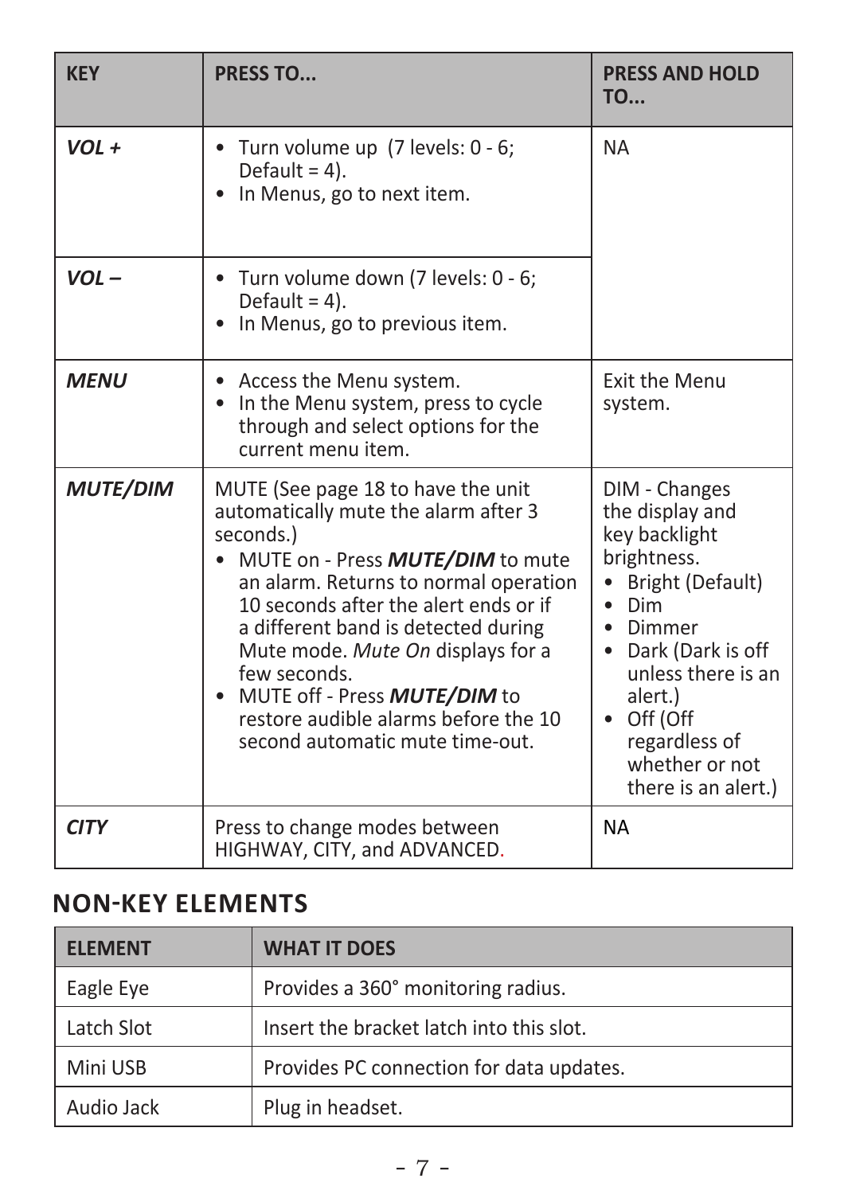| KEY | PRESS TO... | PRESS AND HOLD TO... |
|---|---|---|
| ***VOL +*** | • Turn volume up (7 levels: 0 - 6; Default = 4).<br>• In Menus, go to next item. | NA |
| ***VOL –*** | • Turn volume down (7 levels: 0 - 6; Default = 4).<br>• In Menus, go to previous item. | |
| ***MENU*** | • Access the Menu system.<br>• In the Menu system, press to cycle through and select options for the current menu item. | Exit the Menu system. |
| ***MUTE/DIM*** | MUTE (See page 18 to have the unit automatically mute the alarm after 3 seconds.)<br>• MUTE on - Press ***MUTE/DIM*** to mute an alarm. Returns to normal operation 10 seconds after the alert ends or if a different band is detected during Mute mode. *Mute On* displays for a few seconds.<br>• MUTE off - Press ***MUTE/DIM*** to restore audible alarms before the 10 second automatic mute time-out. | DIM - Changes the display and key backlight brightness.<br>• Bright (Default)<br>• Dim<br>• Dimmer<br>• Dark (Dark is off unless there is an alert.)<br>• Off (Off regardless of whether or not there is an alert.) |
| ***CITY*** | Press to change modes between HIGHWAY, CITY, and ADVANCED. | NA |

## NON-KEY ELEMENTS

| ELEMENT | WHAT IT DOES |
|---|---|
| Eagle Eye | Provides a 360° monitoring radius. |
| Latch Slot | Insert the bracket latch into this slot. |
| Mini USB | Provides PC connection for data updates. |
| Audio Jack | Plug in headset. |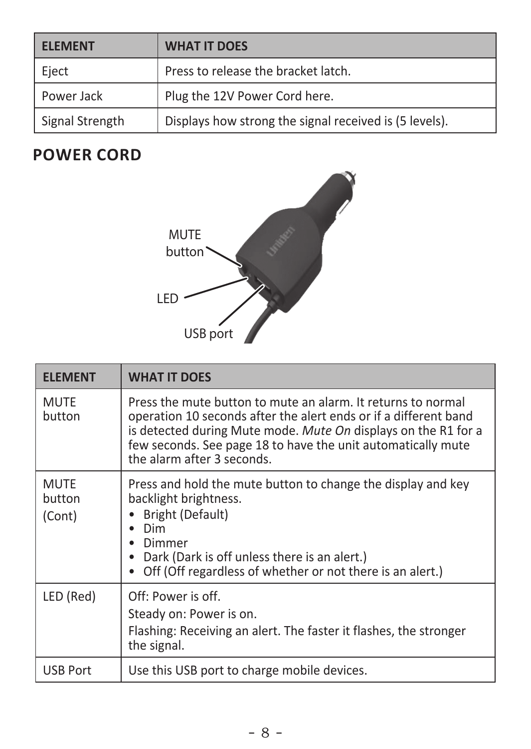| ELEMENT | WHAT IT DOES |
| --- | --- |
| Eject | Press to release the bracket latch. |
| Power Jack | Plug the 12V Power Cord here. |
| Signal Strength | Displays how strong the signal received is (5 levels). |

## POWER CORD

MUTE button

LED

USB port

| ELEMENT | WHAT IT DOES |
| --- | --- |
| MUTE button | Press the mute button to mute an alarm. It returns to normal operation 10 seconds after the alert ends or if a different band is detected during Mute mode. *Mute On* displays on the R1 for a few seconds. See page 18 to have the unit automatically mute the alarm after 3 seconds. |
| MUTE button (Cont) | Press and hold the mute button to change the display and key backlight brightness.<br>• Bright (Default)<br>• Dim<br>• Dimmer<br>• Dark (Dark is off unless there is an alert.)<br>• Off (Off regardless of whether or not there is an alert.) |
| LED (Red) | Off: Power is off.<br>Steady on: Power is on.<br>Flashing: Receiving an alert. The faster it flashes, the stronger the signal. |
| USB Port | Use this USB port to charge mobile devices. |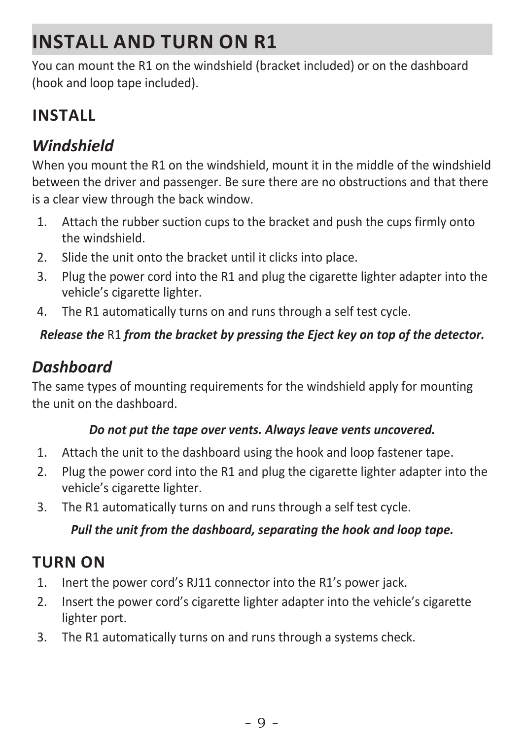# INSTALL AND TURN ON R1

You can mount the R1 on the windshield (bracket included) or on the dashboard (hook and loop tape included).

## INSTALL

### *Windshield*

When you mount the R1 on the windshield, mount it in the middle of the windshield between the driver and passenger. Be sure there are no obstructions and that there is a clear view through the back window.

1. Attach the rubber suction cups to the bracket and push the cups firmly onto the windshield.
2. Slide the unit onto the bracket until it clicks into place.
3. Plug the power cord into the R1 and plug the cigarette lighter adapter into the vehicle's cigarette lighter.
4. The R1 automatically turns on and runs through a self test cycle.

***Release the*** R1 ***from the bracket by pressing the Eject key on top of the detector.***

### *Dashboard*

The same types of mounting requirements for the windshield apply for mounting the unit on the dashboard.

***Do not put the tape over vents. Always leave vents uncovered.***

1. Attach the unit to the dashboard using the hook and loop fastener tape.
2. Plug the power cord into the R1 and plug the cigarette lighter adapter into the vehicle's cigarette lighter.
3. The R1 automatically turns on and runs through a self test cycle.

***Pull the unit from the dashboard, separating the hook and loop tape.***

## TURN ON

1. Inert the power cord's RJ11 connector into the R1's power jack.
2. Insert the power cord's cigarette lighter adapter into the vehicle's cigarette lighter port.
3. The R1 automatically turns on and runs through a systems check.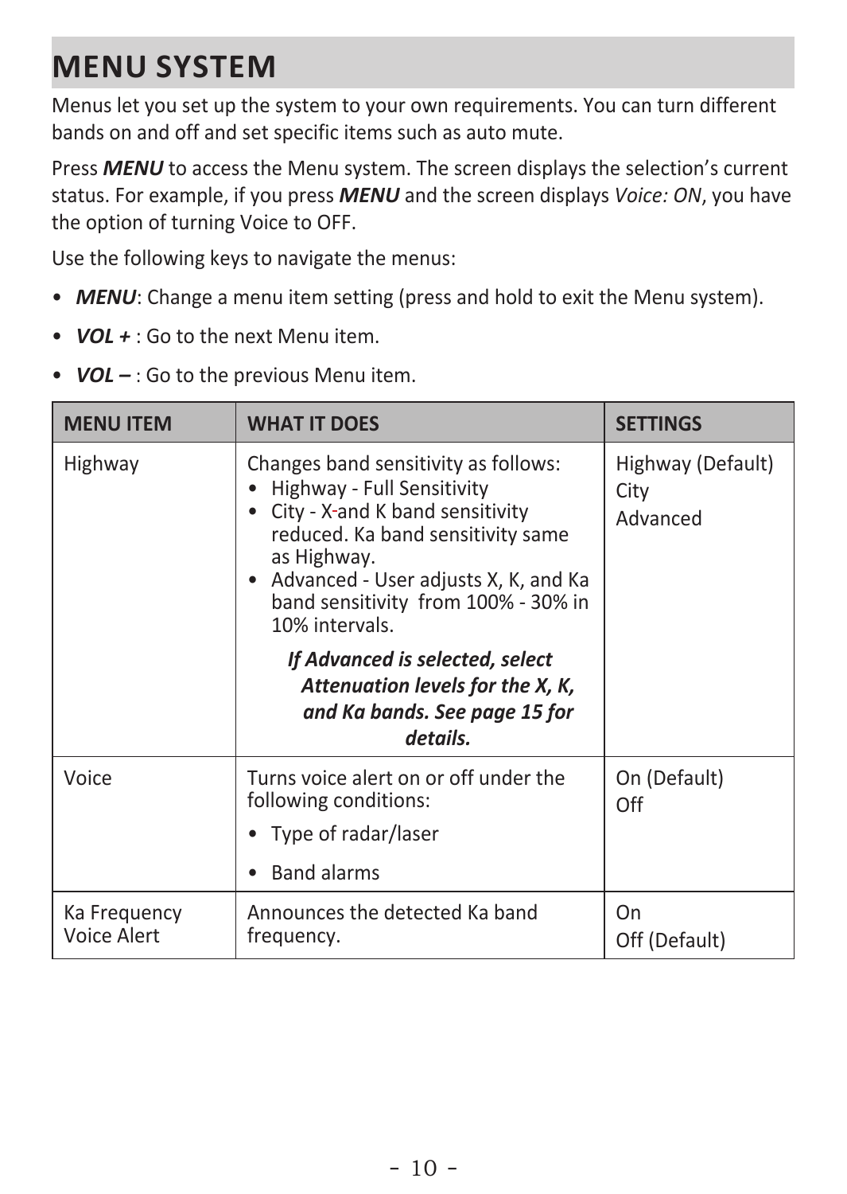# MENU SYSTEM

Menus let you set up the system to your own requirements. You can turn different bands on and off and set specific items such as auto mute.

Press ***MENU*** to access the Menu system. The screen displays the selection's current status. For example, if you press ***MENU*** and the screen displays *Voice: ON*, you have the option of turning Voice to OFF.

Use the following keys to navigate the menus:

- ***MENU***: Change a menu item setting (press and hold to exit the Menu system).
- ***VOL +*** : Go to the next Menu item.
- ***VOL –*** : Go to the previous Menu item.

| MENU ITEM | WHAT IT DOES | SETTINGS |
|---|---|---|
| Highway | Changes band sensitivity as follows:<br>• Highway - Full Sensitivity<br>• City - X-and K band sensitivity reduced. Ka band sensitivity same as Highway.<br>• Advanced - User adjusts X, K, and Ka band sensitivity from 100% - 30% in 10% intervals.<br>***If Advanced is selected, select Attenuation levels for the X, K, and Ka bands. See page 15 for details.*** | Highway (Default)<br>City<br>Advanced |
| Voice | Turns voice alert on or off under the following conditions:<br>• Type of radar/laser<br>• Band alarms | On (Default)<br>Off |
| Ka Frequency Voice Alert | Announces the detected Ka band frequency. | On<br>Off (Default) |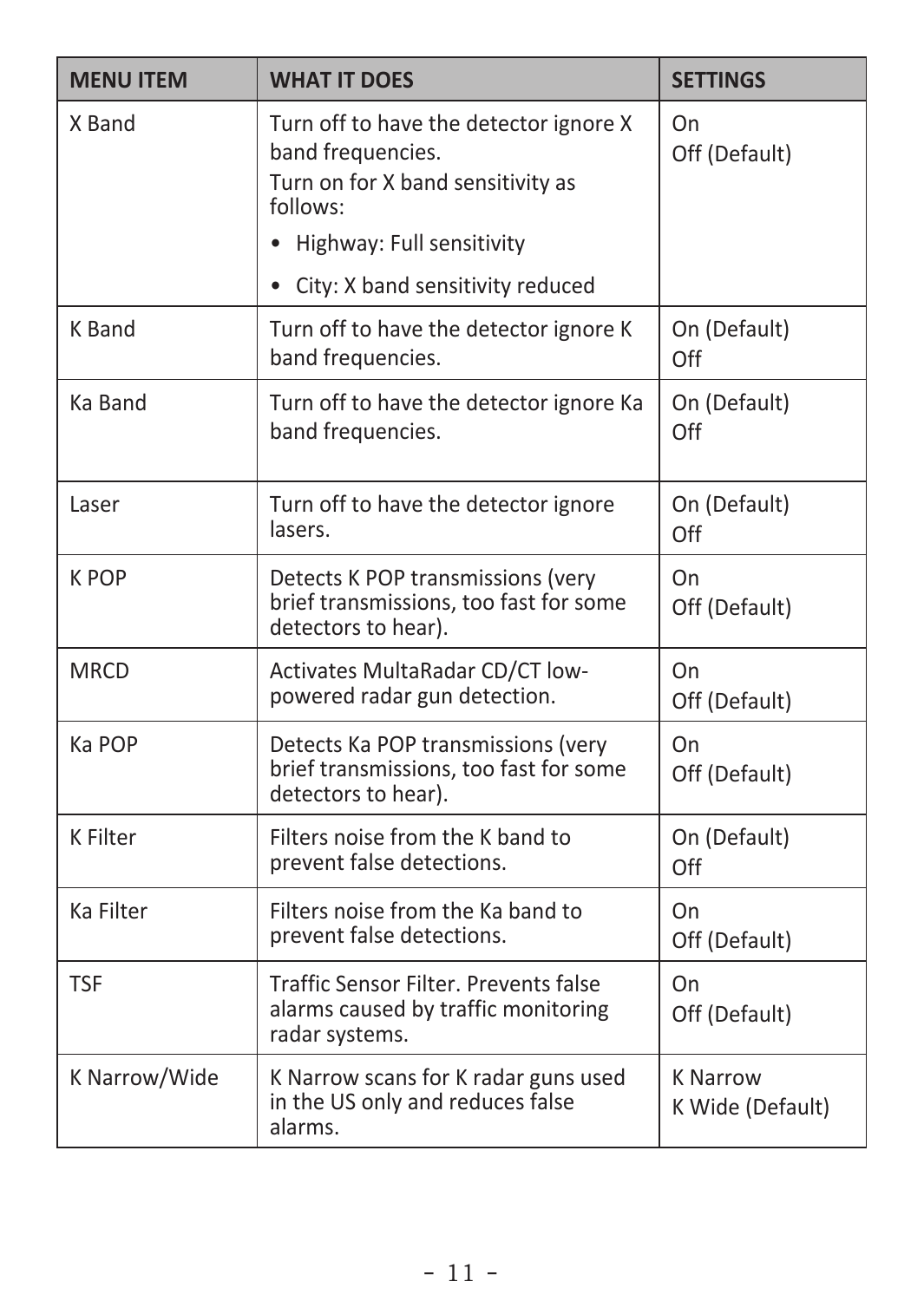| MENU ITEM | WHAT IT DOES | SETTINGS |
| --- | --- | --- |
| X Band | Turn off to have the detector ignore X band frequencies.<br>Turn on for X band sensitivity as follows:<br>• Highway: Full sensitivity<br>• City: X band sensitivity reduced | On<br>Off (Default) |
| K Band | Turn off to have the detector ignore K band frequencies. | On (Default)<br>Off |
| Ka Band | Turn off to have the detector ignore Ka band frequencies. | On (Default)<br>Off |
| Laser | Turn off to have the detector ignore lasers. | On (Default)<br>Off |
| K POP | Detects K POP transmissions (very brief transmissions, too fast for some detectors to hear). | On<br>Off (Default) |
| MRCD | Activates MultaRadar CD/CT low-powered radar gun detection. | On<br>Off (Default) |
| Ka POP | Detects Ka POP transmissions (very brief transmissions, too fast for some detectors to hear). | On<br>Off (Default) |
| K Filter | Filters noise from the K band to prevent false detections. | On (Default)<br>Off |
| Ka Filter | Filters noise from the Ka band to prevent false detections. | On<br>Off (Default) |
| TSF | Traffic Sensor Filter. Prevents false alarms caused by traffic monitoring radar systems. | On<br>Off (Default) |
| K Narrow/Wide | K Narrow scans for K radar guns used in the US only and reduces false alarms. | K Narrow<br>K Wide (Default) |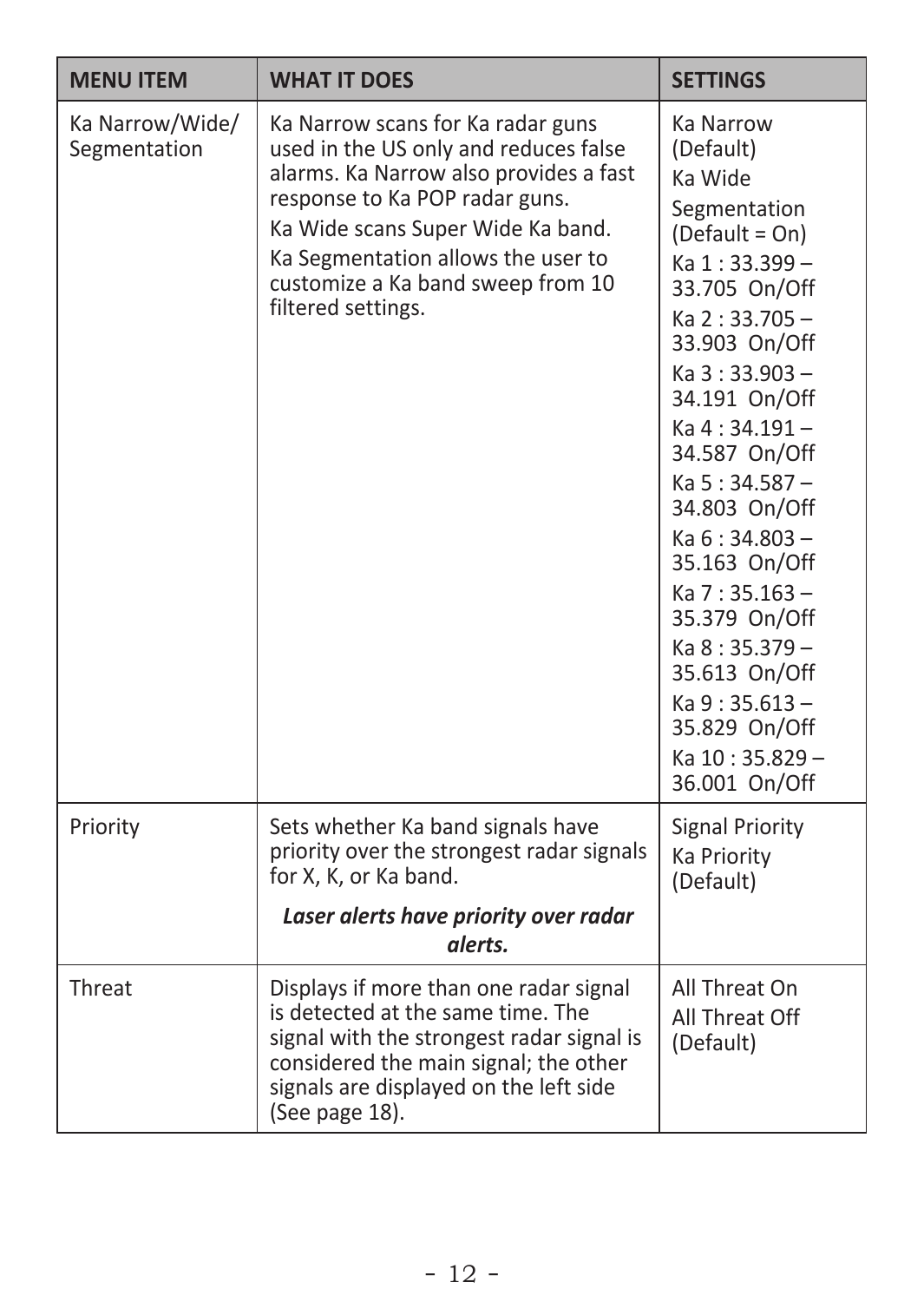| MENU ITEM | WHAT IT DOES | SETTINGS |
|---|---|---|
| Ka Narrow/Wide/ Segmentation | Ka Narrow scans for Ka radar guns used in the US only and reduces false alarms. Ka Narrow also provides a fast response to Ka POP radar guns.<br>Ka Wide scans Super Wide Ka band.<br>Ka Segmentation allows the user to customize a Ka band sweep from 10 filtered settings. | Ka Narrow (Default)<br>Ka Wide<br>Segmentation (Default = On)<br>Ka 1 : 33.399 – 33.705 On/Off<br>Ka 2 : 33.705 – 33.903 On/Off<br>Ka 3 : 33.903 – 34.191 On/Off<br>Ka 4 : 34.191 – 34.587 On/Off<br>Ka 5 : 34.587 – 34.803 On/Off<br>Ka 6 : 34.803 – 35.163 On/Off<br>Ka 7 : 35.163 – 35.379 On/Off<br>Ka 8 : 35.379 – 35.613 On/Off<br>Ka 9 : 35.613 – 35.829 On/Off<br>Ka 10 : 35.829 – 36.001 On/Off |
| Priority | Sets whether Ka band signals have priority over the strongest radar signals for X, K, or Ka band.<br>***Laser alerts have priority over radar alerts.*** | Signal Priority<br>Ka Priority (Default) |
| Threat | Displays if more than one radar signal is detected at the same time. The signal with the strongest radar signal is considered the main signal; the other signals are displayed on the left side (See page 18). | All Threat On<br>All Threat Off (Default) |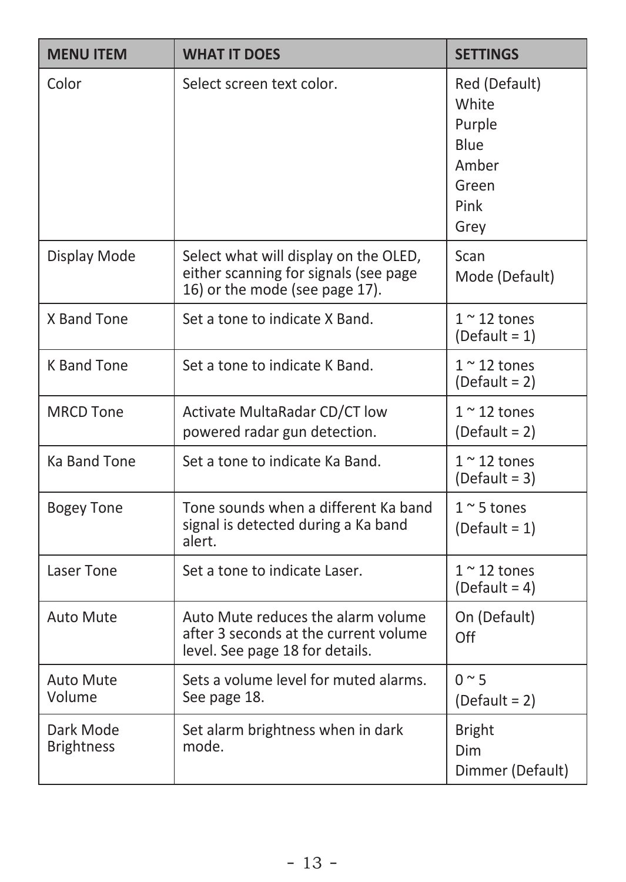| MENU ITEM | WHAT IT DOES | SETTINGS |
| --- | --- | --- |
| Color | Select screen text color. | Red (Default)<br>White<br>Purple<br>Blue<br>Amber<br>Green<br>Pink<br>Grey |
| Display Mode | Select what will display on the OLED, either scanning for signals (see page 16) or the mode (see page 17). | Scan<br>Mode (Default) |
| X Band Tone | Set a tone to indicate X Band. | 1 ~ 12 tones<br>(Default = 1) |
| K Band Tone | Set a tone to indicate K Band. | 1 ~ 12 tones<br>(Default = 2) |
| MRCD Tone | Activate MultaRadar CD/CT low powered radar gun detection. | 1 ~ 12 tones<br>(Default = 2) |
| Ka Band Tone | Set a tone to indicate Ka Band. | 1 ~ 12 tones<br>(Default = 3) |
| Bogey Tone | Tone sounds when a different Ka band signal is detected during a Ka band alert. | 1 ~ 5 tones<br>(Default = 1) |
| Laser Tone | Set a tone to indicate Laser. | 1 ~ 12 tones<br>(Default = 4) |
| Auto Mute | Auto Mute reduces the alarm volume after 3 seconds at the current volume level. See page 18 for details. | On (Default)<br>Off |
| Auto Mute Volume | Sets a volume level for muted alarms. See page 18. | 0 ~ 5<br>(Default = 2) |
| Dark Mode Brightness | Set alarm brightness when in dark mode. | Bright<br>Dim<br>Dimmer (Default) |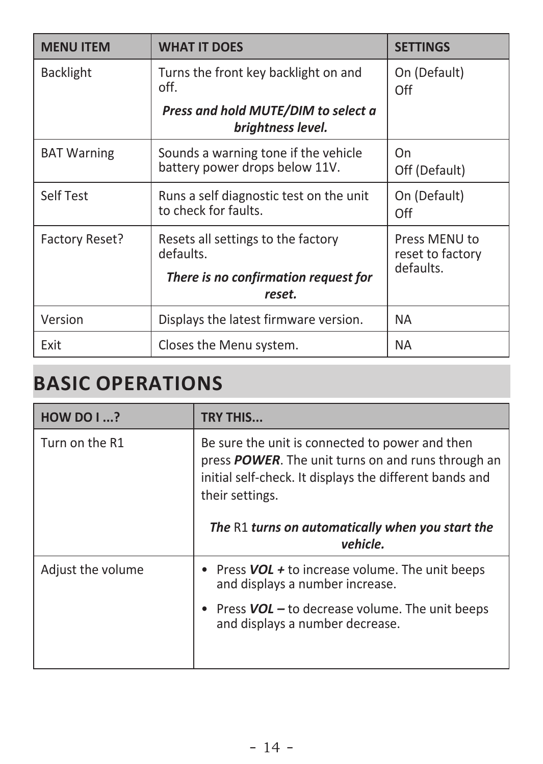| MENU ITEM | WHAT IT DOES | SETTINGS |
| --- | --- | --- |
| Backlight | Turns the front key backlight on and off. ***Press and hold MUTE/DIM to select a brightness level.*** | On (Default) Off |
| BAT Warning | Sounds a warning tone if the vehicle battery power drops below 11V. | On Off (Default) |
| Self Test | Runs a self diagnostic test on the unit to check for faults. | On (Default) Off |
| Factory Reset? | Resets all settings to the factory defaults. ***There is no confirmation request for reset.*** | Press MENU to reset to factory defaults. |
| Version | Displays the latest firmware version. | NA |
| Exit | Closes the Menu system. | NA |

# BASIC OPERATIONS

| HOW DO I ...? | TRY THIS... |
| --- | --- |
| Turn on the R1 | Be sure the unit is connected to power and then press ***POWER***. The unit turns on and runs through an initial self-check. It displays the different bands and their settings. ***The*** R1 ***turns on automatically when you start the vehicle.*** |
| Adjust the volume | • Press ***VOL +*** to increase volume. The unit beeps and displays a number increase. • Press ***VOL –*** to decrease volume. The unit beeps and displays a number decrease. |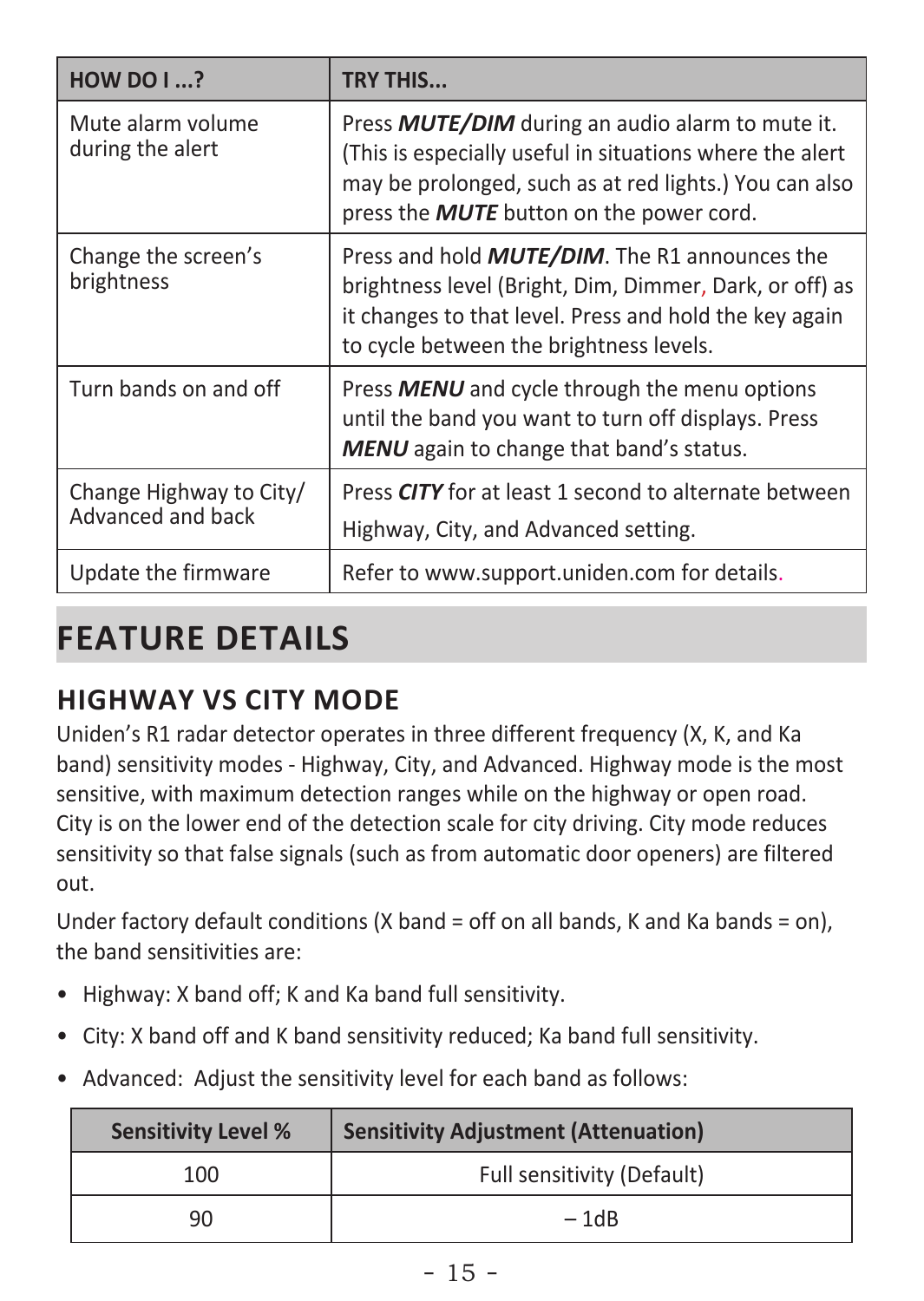| HOW DO I ...? | TRY THIS... |
| --- | --- |
| Mute alarm volume during the alert | Press ***MUTE/DIM*** during an audio alarm to mute it. (This is especially useful in situations where the alert may be prolonged, such as at red lights.) You can also press the ***MUTE*** button on the power cord. |
| Change the screen's brightness | Press and hold ***MUTE/DIM***. The R1 announces the brightness level (Bright, Dim, Dimmer, Dark, or off) as it changes to that level. Press and hold the key again to cycle between the brightness levels. |
| Turn bands on and off | Press ***MENU*** and cycle through the menu options until the band you want to turn off displays. Press ***MENU*** again to change that band's status. |
| Change Highway to City/ Advanced and back | Press ***CITY*** for at least 1 second to alternate between Highway, City, and Advanced setting. |
| Update the firmware | Refer to www.support.uniden.com for details. |

# FEATURE DETAILS

## HIGHWAY VS CITY MODE

Uniden's R1 radar detector operates in three different frequency (X, K, and Ka band) sensitivity modes - Highway, City, and Advanced. Highway mode is the most sensitive, with maximum detection ranges while on the highway or open road. City is on the lower end of the detection scale for city driving. City mode reduces sensitivity so that false signals (such as from automatic door openers) are filtered out.

Under factory default conditions (X band = off on all bands, K and Ka bands = on), the band sensitivities are:

- Highway: X band off; K and Ka band full sensitivity.
- City: X band off and K band sensitivity reduced; Ka band full sensitivity.
- Advanced: Adjust the sensitivity level for each band as follows:

| Sensitivity Level % | Sensitivity Adjustment (Attenuation) |
| --- | --- |
| 100 | Full sensitivity (Default) |
| 90 | – 1dB |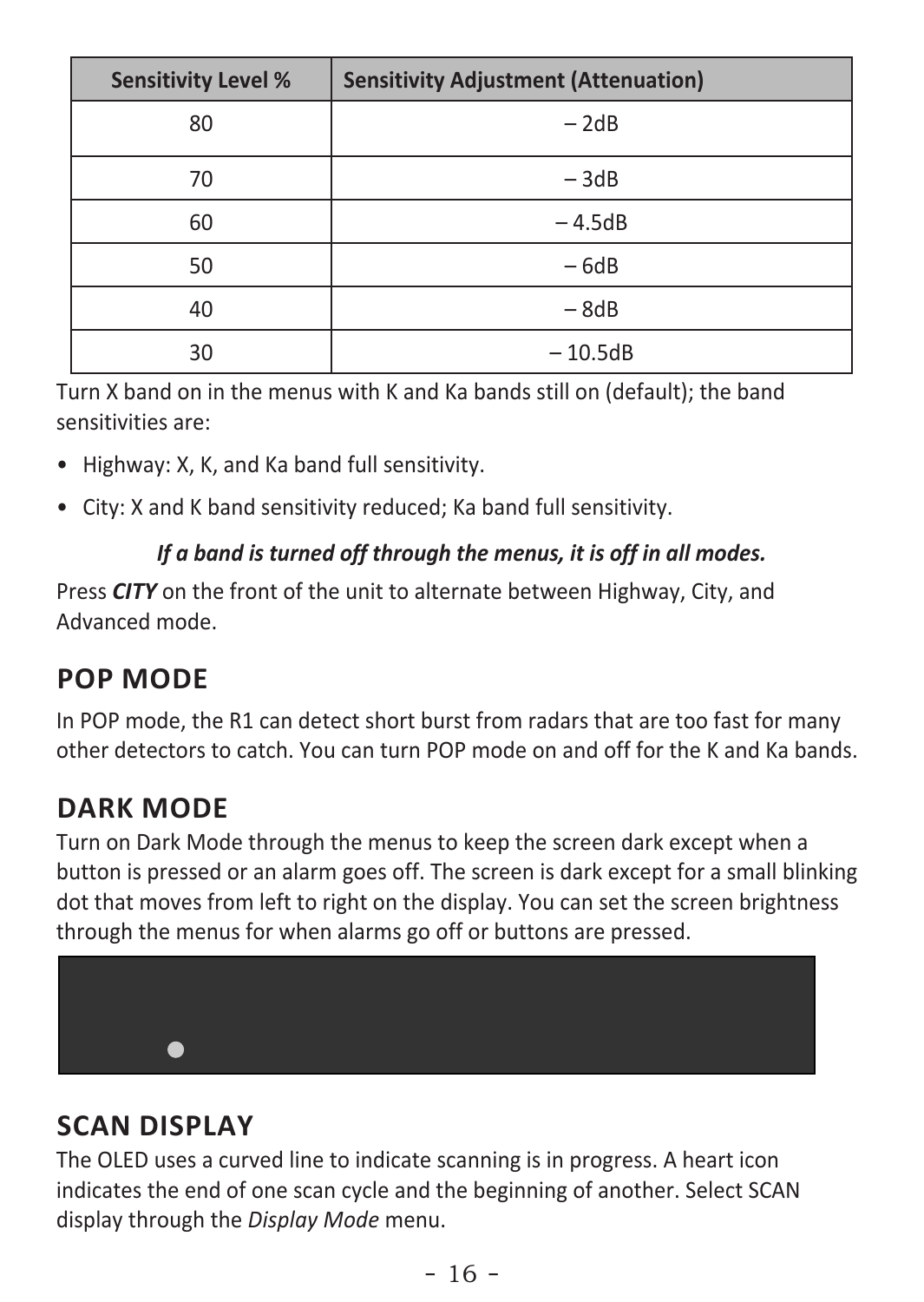| Sensitivity Level % | Sensitivity Adjustment (Attenuation) |
|---|---|
| 80 | – 2dB |
| 70 | – 3dB |
| 60 | – 4.5dB |
| 50 | – 6dB |
| 40 | – 8dB |
| 30 | – 10.5dB |

Turn X band on in the menus with K and Ka bands still on (default); the band sensitivities are:

- Highway: X, K, and Ka band full sensitivity.
- City: X and K band sensitivity reduced; Ka band full sensitivity.

***If a band is turned off through the menus, it is off in all modes.***

Press ***CITY*** on the front of the unit to alternate between Highway, City, and Advanced mode.

## POP MODE

In POP mode, the R1 can detect short burst from radars that are too fast for many other detectors to catch. You can turn POP mode on and off for the K and Ka bands.

## DARK MODE

Turn on Dark Mode through the menus to keep the screen dark except when a button is pressed or an alarm goes off. The screen is dark except for a small blinking dot that moves from left to right on the display. You can set the screen brightness through the menus for when alarms go off or buttons are pressed.

## SCAN DISPLAY

The OLED uses a curved line to indicate scanning is in progress. A heart icon indicates the end of one scan cycle and the beginning of another. Select SCAN display through the *Display Mode* menu.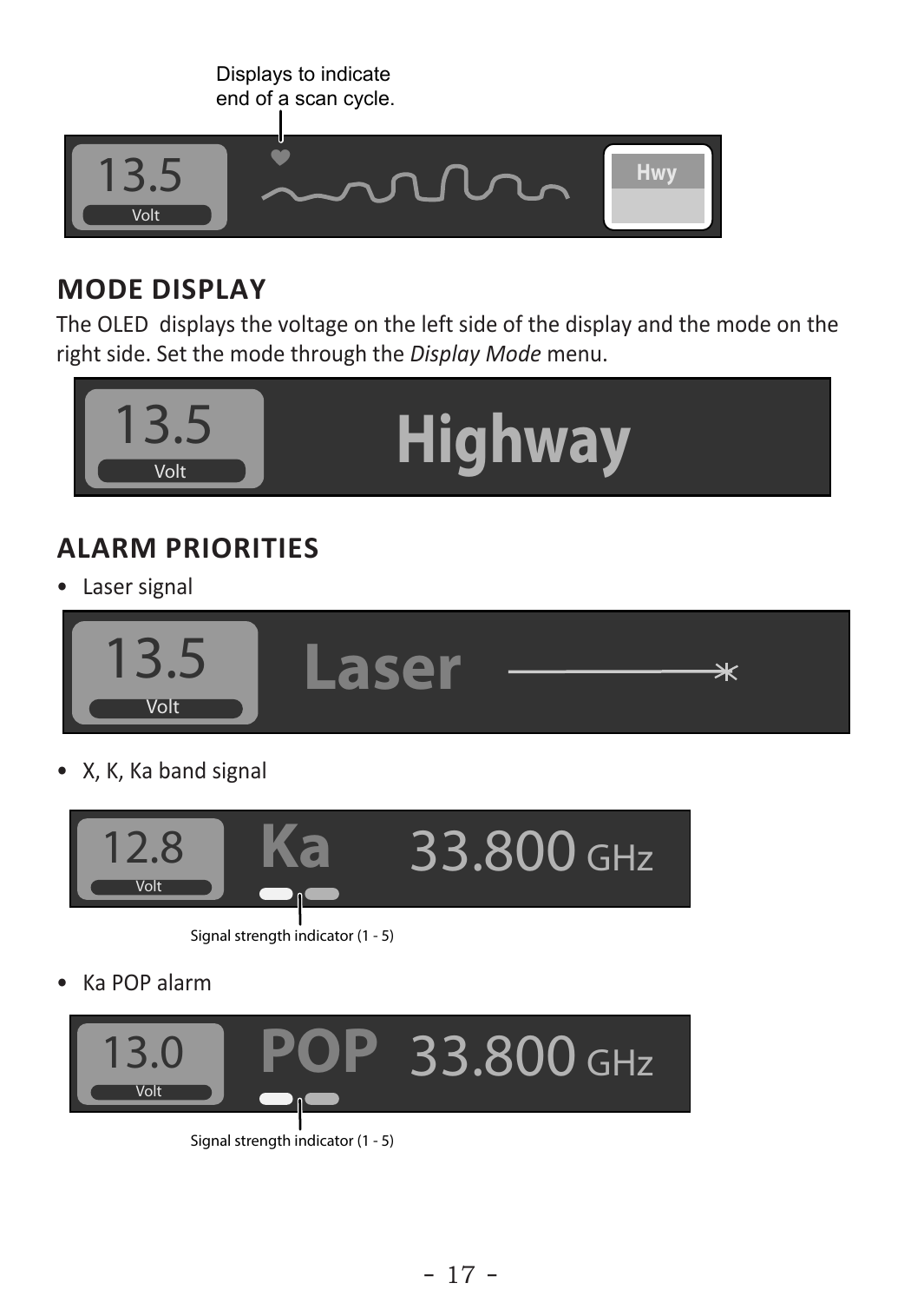Displays to indicate end of a scan cycle.

13.5 Volt Hwy

## MODE DISPLAY

The OLED displays the voltage on the left side of the display and the mode on the right side. Set the mode through the *Display Mode* menu.

13.5 Volt Highway

## ALARM PRIORITIES

- Laser signal

13.5 Volt Laser

- X, K, Ka band signal

12.8 Volt Ka 33.800 GHz

Signal strength indicator (1 - 5)

- Ka POP alarm

13.0 Volt POP 33.800 GHz

Signal strength indicator (1 - 5)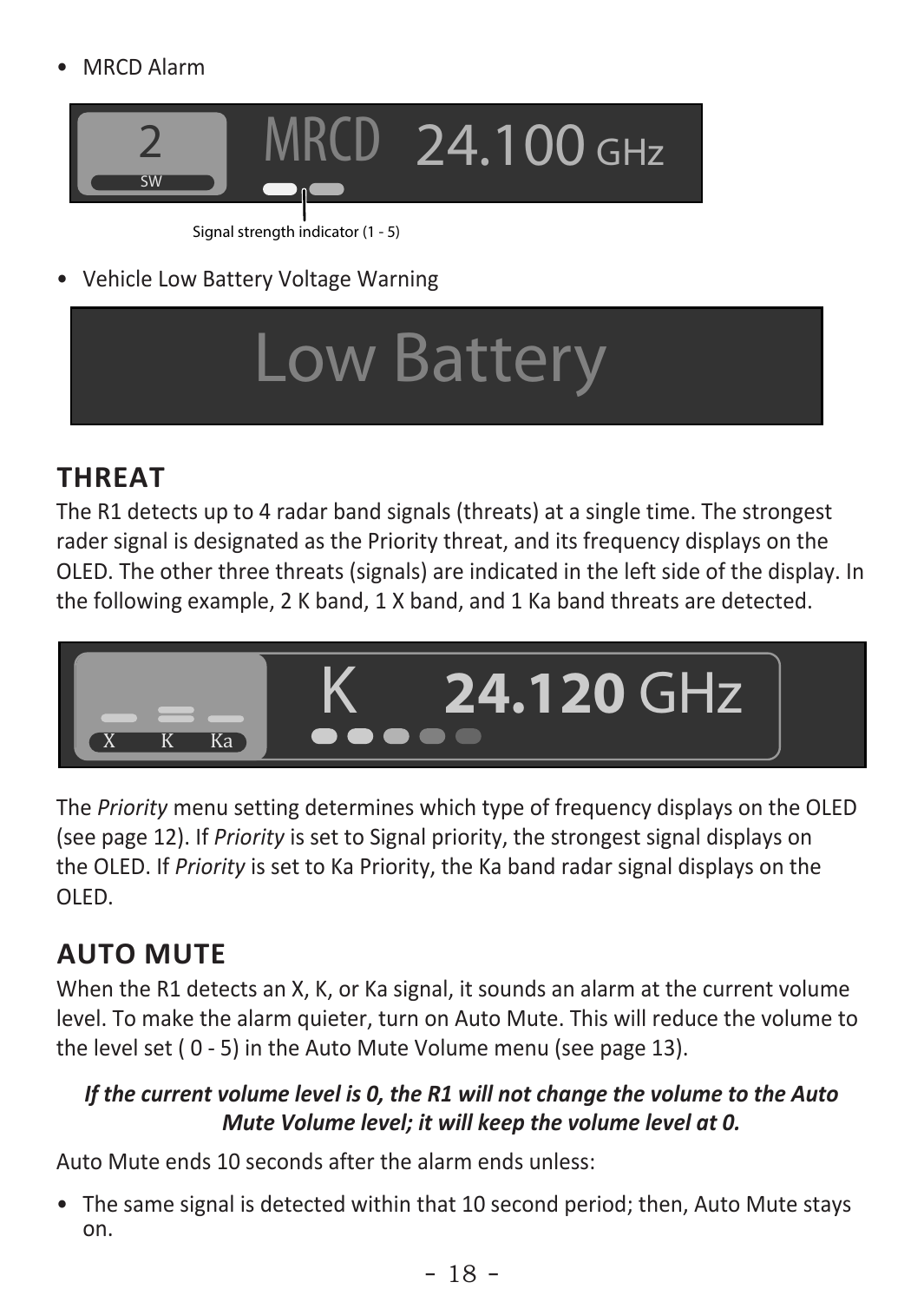- MRCD Alarm

Signal strength indicator (1 - 5)

- Vehicle Low Battery Voltage Warning

## THREAT

The R1 detects up to 4 radar band signals (threats) at a single time. The strongest rader signal is designated as the Priority threat, and its frequency displays on the OLED. The other three threats (signals) are indicated in the left side of the display. In the following example, 2 K band, 1 X band, and 1 Ka band threats are detected.

The *Priority* menu setting determines which type of frequency displays on the OLED (see page 12). If *Priority* is set to Signal priority, the strongest signal displays on the OLED. If *Priority* is set to Ka Priority, the Ka band radar signal displays on the OLED.

## AUTO MUTE

When the R1 detects an X, K, or Ka signal, it sounds an alarm at the current volume level. To make the alarm quieter, turn on Auto Mute. This will reduce the volume to the level set ( 0 - 5) in the Auto Mute Volume menu (see page 13).

***If the current volume level is 0, the R1 will not change the volume to the Auto Mute Volume level; it will keep the volume level at 0.***

Auto Mute ends 10 seconds after the alarm ends unless:

- The same signal is detected within that 10 second period; then, Auto Mute stays on.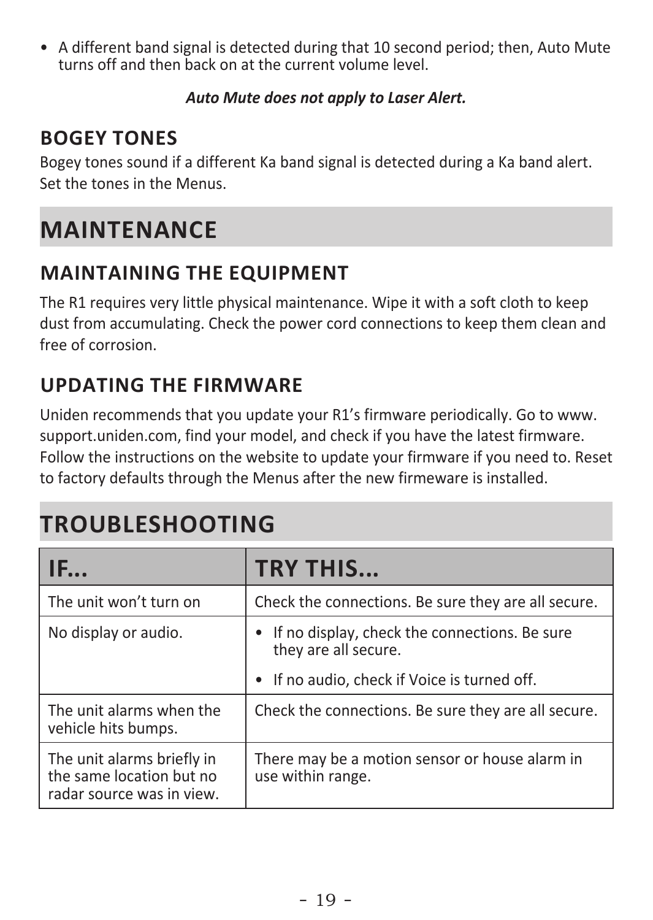- A different band signal is detected during that 10 second period; then, Auto Mute turns off and then back on at the current volume level.

***Auto Mute does not apply to Laser Alert.***

### BOGEY TONES

Bogey tones sound if a different Ka band signal is detected during a Ka band alert. Set the tones in the Menus.

## MAINTENANCE

### MAINTAINING THE EQUIPMENT

The R1 requires very little physical maintenance. Wipe it with a soft cloth to keep dust from accumulating. Check the power cord connections to keep them clean and free of corrosion.

### UPDATING THE FIRMWARE

Uniden recommends that you update your R1's firmware periodically. Go to www.support.uniden.com, find your model, and check if you have the latest firmware. Follow the instructions on the website to update your firmware if you need to. Reset to factory defaults through the Menus after the new firmeware is installed.

## TROUBLESHOOTING

| IF... | TRY THIS... |
|---|---|
| The unit won't turn on | Check the connections. Be sure they are all secure. |
| No display or audio. | • If no display, check the connections. Be sure they are all secure.<br>• If no audio, check if Voice is turned off. |
| The unit alarms when the vehicle hits bumps. | Check the connections. Be sure they are all secure. |
| The unit alarms briefly in the same location but no radar source was in view. | There may be a motion sensor or house alarm in use within range. |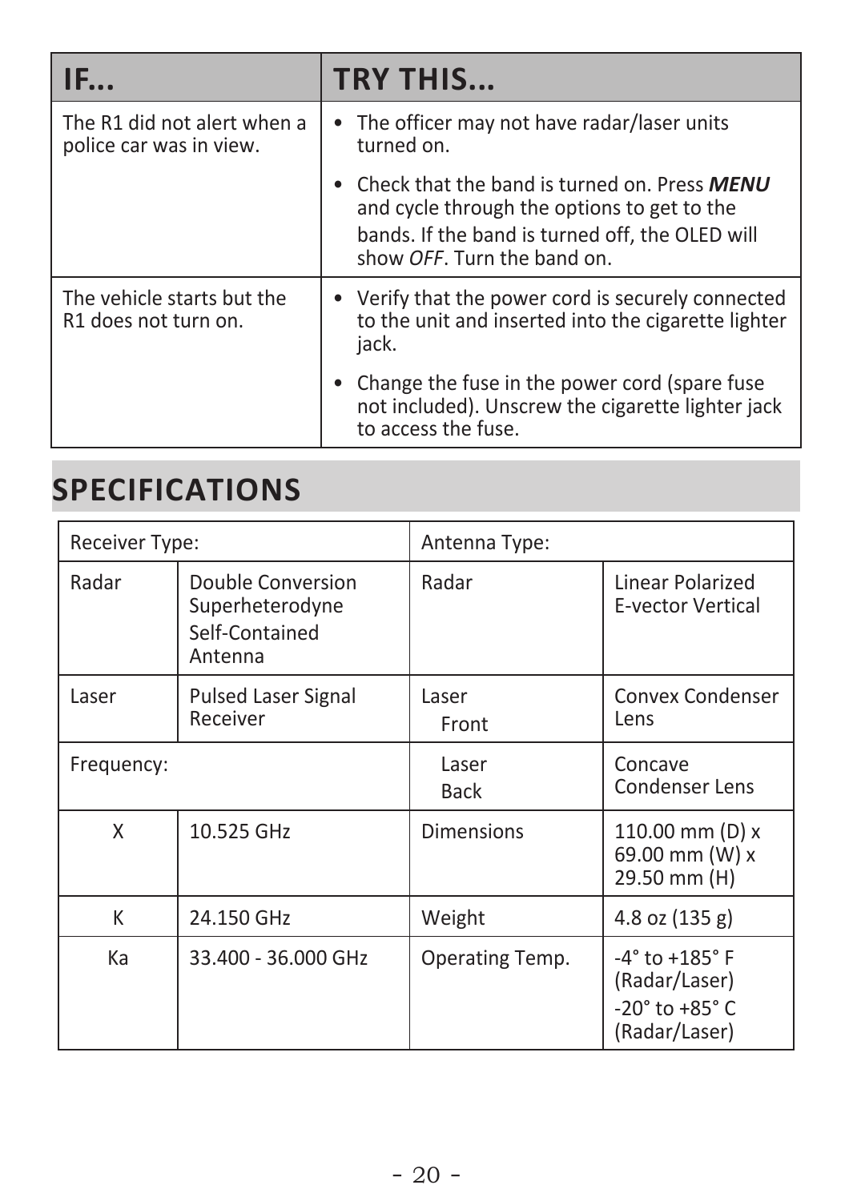| IF... | TRY THIS... |
| --- | --- |
| The R1 did not alert when a police car was in view. | • The officer may not have radar/laser units turned on.<br>• Check that the band is turned on. Press ***MENU*** and cycle through the options to get to the bands. If the band is turned off, the OLED will show *OFF*. Turn the band on. |
| The vehicle starts but the R1 does not turn on. | • Verify that the power cord is securely connected to the unit and inserted into the cigarette lighter jack.<br>• Change the fuse in the power cord (spare fuse not included). Unscrew the cigarette lighter jack to access the fuse. |

## SPECIFICATIONS

| Receiver Type: | | Antenna Type: | |
| --- | --- | --- | --- |
| Radar | Double Conversion Superheterodyne Self-Contained Antenna | Radar | Linear Polarized E-vector Vertical |
| Laser | Pulsed Laser Signal Receiver | Laser Front | Convex Condenser Lens |
| Frequency: | | Laser Back | Concave Condenser Lens |
| X | 10.525 GHz | Dimensions | 110.00 mm (D) x 69.00 mm (W) x 29.50 mm (H) |
| K | 24.150 GHz | Weight | 4.8 oz (135 g) |
| Ka | 33.400 - 36.000 GHz | Operating Temp. | -4° to +185° F (Radar/Laser)<br>-20° to +85° C (Radar/Laser) |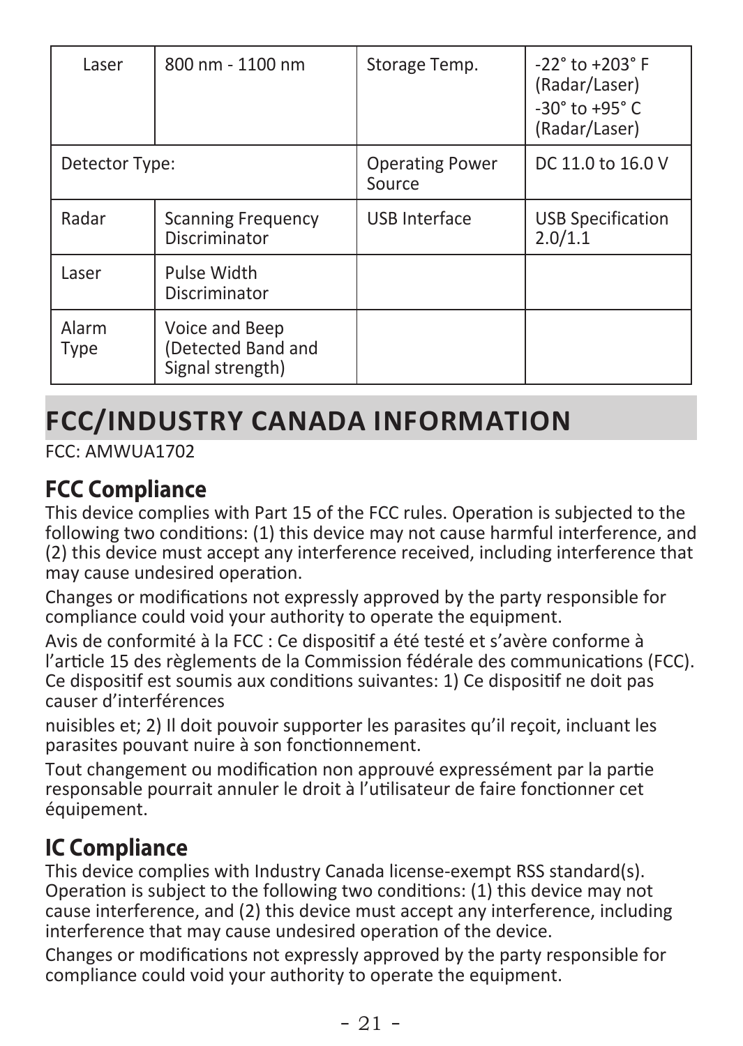| Laser | 800 nm - 1100 nm | Storage Temp. | -22° to +203° F (Radar/Laser) -30° to +95° C (Radar/Laser) |
|---|---|---|---|
| Detector Type: | | Operating Power Source | DC 11.0 to 16.0 V |
| Radar | Scanning Frequency Discriminator | USB Interface | USB Specification 2.0/1.1 |
| Laser | Pulse Width Discriminator | | |
| Alarm Type | Voice and Beep (Detected Band and Signal strength) | | |

# FCC/INDUSTRY CANADA INFORMATION

FCC: AMWUA1702

## FCC Compliance

This device complies with Part 15 of the FCC rules. Operation is subjected to the following two conditions: (1) this device may not cause harmful interference, and (2) this device must accept any interference received, including interference that may cause undesired operation.

Changes or modifications not expressly approved by the party responsible for compliance could void your authority to operate the equipment.

Avis de conformité à la FCC : Ce dispositif a été testé et s'avère conforme à l'article 15 des règlements de la Commission fédérale des communications (FCC). Ce dispositif est soumis aux conditions suivantes: 1) Ce dispositif ne doit pas causer d'interférences

nuisibles et; 2) Il doit pouvoir supporter les parasites qu'il reçoit, incluant les parasites pouvant nuire à son fonctionnement.

Tout changement ou modification non approuvé expressément par la partie responsable pourrait annuler le droit à l'utilisateur de faire fonctionner cet équipement.

## IC Compliance

This device complies with Industry Canada license-exempt RSS standard(s). Operation is subject to the following two conditions: (1) this device may not cause interference, and (2) this device must accept any interference, including interference that may cause undesired operation of the device.

Changes or modifications not expressly approved by the party responsible for compliance could void your authority to operate the equipment.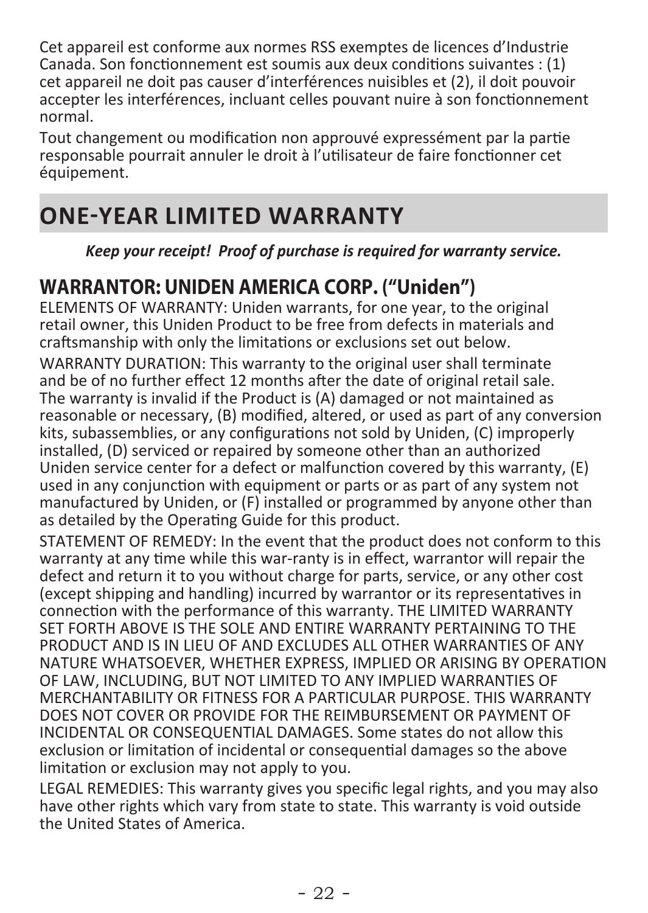Cet appareil est conforme aux normes RSS exemptes de licences d'Industrie Canada. Son fonctionnement est soumis aux deux conditions suivantes : (1) cet appareil ne doit pas causer d'interférences nuisibles et (2), il doit pouvoir accepter les interférences, incluant celles pouvant nuire à son fonctionnement normal.

Tout changement ou modification non approuvé expressément par la partie responsable pourrait annuler le droit à l'utilisateur de faire fonctionner cet équipement.

# ONE-YEAR LIMITED WARRANTY

***Keep your receipt! Proof of purchase is required for warranty service.***

## WARRANTOR: UNIDEN AMERICA CORP. ("Uniden")

ELEMENTS OF WARRANTY: Uniden warrants, for one year, to the original retail owner, this Uniden Product to be free from defects in materials and craftsmanship with only the limitations or exclusions set out below.

WARRANTY DURATION: This warranty to the original user shall terminate and be of no further effect 12 months after the date of original retail sale. The warranty is invalid if the Product is (A) damaged or not maintained as reasonable or necessary, (B) modified, altered, or used as part of any conversion kits, subassemblies, or any configurations not sold by Uniden, (C) improperly installed, (D) serviced or repaired by someone other than an authorized Uniden service center for a defect or malfunction covered by this warranty, (E) used in any conjunction with equipment or parts or as part of any system not manufactured by Uniden, or (F) installed or programmed by anyone other than as detailed by the Operating Guide for this product.

STATEMENT OF REMEDY: In the event that the product does not conform to this warranty at any time while this war-ranty is in effect, warrantor will repair the defect and return it to you without charge for parts, service, or any other cost (except shipping and handling) incurred by warrantor or its representatives in connection with the performance of this warranty. THE LIMITED WARRANTY SET FORTH ABOVE IS THE SOLE AND ENTIRE WARRANTY PERTAINING TO THE PRODUCT AND IS IN LIEU OF AND EXCLUDES ALL OTHER WARRANTIES OF ANY NATURE WHATSOEVER, WHETHER EXPRESS, IMPLIED OR ARISING BY OPERATION OF LAW, INCLUDING, BUT NOT LIMITED TO ANY IMPLIED WARRANTIES OF MERCHANTABILITY OR FITNESS FOR A PARTICULAR PURPOSE. THIS WARRANTY DOES NOT COVER OR PROVIDE FOR THE REIMBURSEMENT OR PAYMENT OF INCIDENTAL OR CONSEQUENTIAL DAMAGES. Some states do not allow this exclusion or limitation of incidental or consequential damages so the above limitation or exclusion may not apply to you.

LEGAL REMEDIES: This warranty gives you specific legal rights, and you may also have other rights which vary from state to state. This warranty is void outside the United States of America.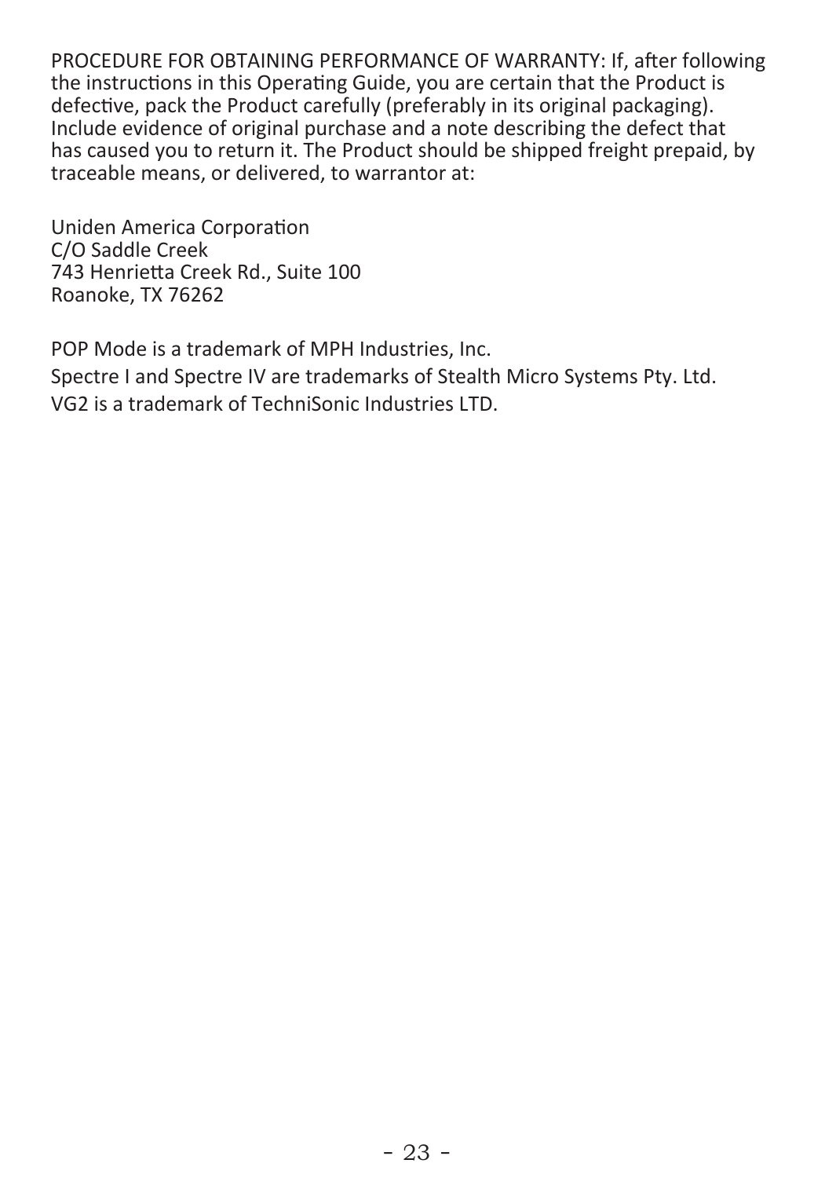PROCEDURE FOR OBTAINING PERFORMANCE OF WARRANTY: If, after following the instructions in this Operating Guide, you are certain that the Product is defective, pack the Product carefully (preferably in its original packaging). Include evidence of original purchase and a note describing the defect that has caused you to return it. The Product should be shipped freight prepaid, by traceable means, or delivered, to warrantor at:

Uniden America Corporation
C/O Saddle Creek
743 Henrietta Creek Rd., Suite 100
Roanoke, TX 76262

POP Mode is a trademark of MPH Industries, Inc.

Spectre I and Spectre IV are trademarks of Stealth Micro Systems Pty. Ltd.

VG2 is a trademark of TechniSonic Industries LTD.